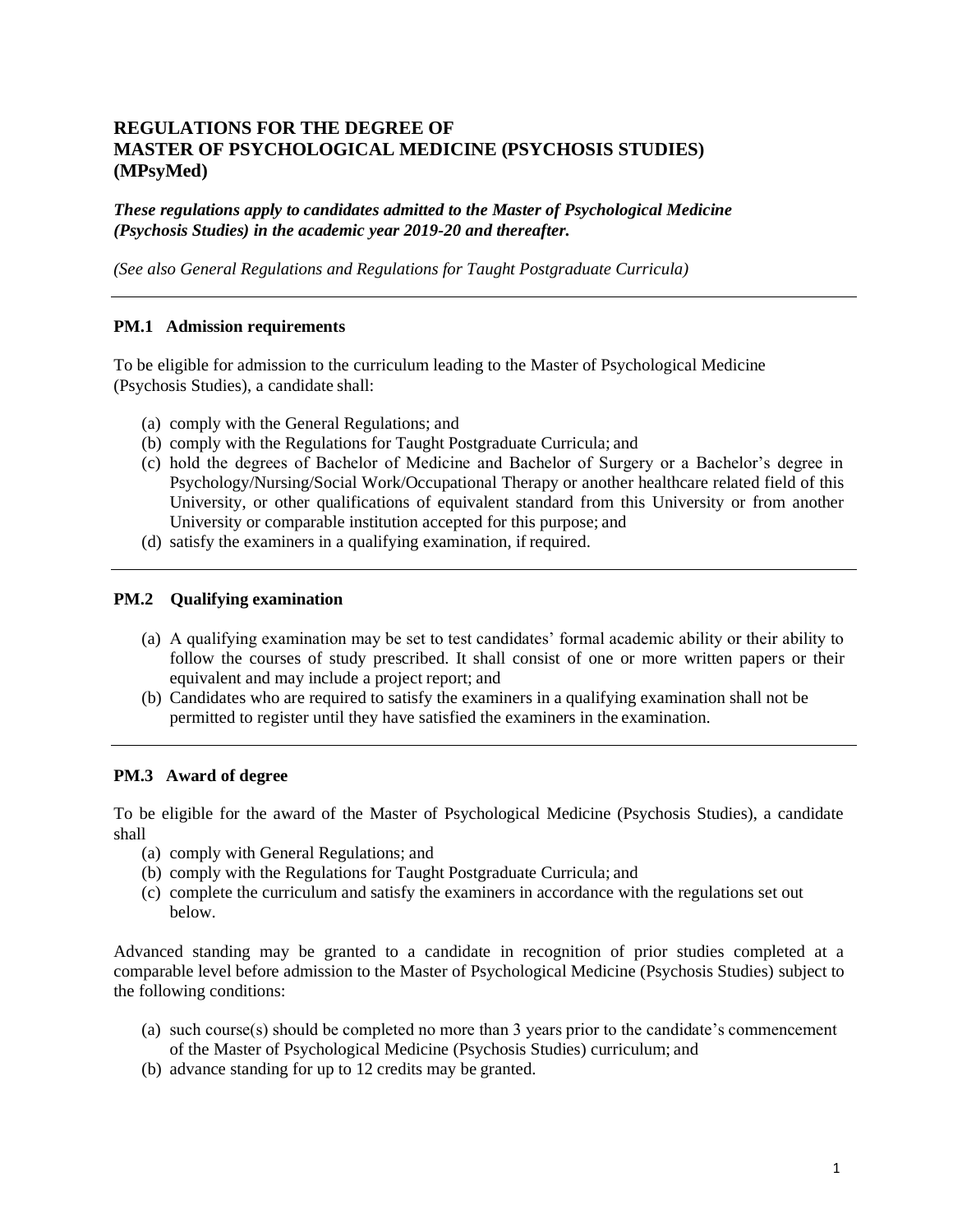# REGULATIONS FOR THE DEGREE OF MASTER OF PSYCHOLOGICAL MEDICINE (PSYCHOSIS STUDIES) (MPsyMed)

***These regulations apply to candidates admitted to the Master of Psychological Medicine (Psychosis Studies) in the academic year 2019-20 and thereafter.***

*(See also General Regulations and Regulations for Taught Postgraduate Curricula)*

---

### PM.1 Admission requirements

To be eligible for admission to the curriculum leading to the Master of Psychological Medicine (Psychosis Studies), a candidate shall:

(a) comply with the General Regulations; and
(b) comply with the Regulations for Taught Postgraduate Curricula; and
(c) hold the degrees of Bachelor of Medicine and Bachelor of Surgery or a Bachelor's degree in Psychology/Nursing/Social Work/Occupational Therapy or another healthcare related field of this University, or other qualifications of equivalent standard from this University or from another University or comparable institution accepted for this purpose; and
(d) satisfy the examiners in a qualifying examination, if required.

---

### PM.2 Qualifying examination

(a) A qualifying examination may be set to test candidates' formal academic ability or their ability to follow the courses of study prescribed. It shall consist of one or more written papers or their equivalent and may include a project report; and
(b) Candidates who are required to satisfy the examiners in a qualifying examination shall not be permitted to register until they have satisfied the examiners in the examination.

---

### PM.3 Award of degree

To be eligible for the award of the Master of Psychological Medicine (Psychosis Studies), a candidate shall

(a) comply with General Regulations; and
(b) comply with the Regulations for Taught Postgraduate Curricula; and
(c) complete the curriculum and satisfy the examiners in accordance with the regulations set out below.

Advanced standing may be granted to a candidate in recognition of prior studies completed at a comparable level before admission to the Master of Psychological Medicine (Psychosis Studies) subject to the following conditions:

(a) such course(s) should be completed no more than 3 years prior to the candidate's commencement of the Master of Psychological Medicine (Psychosis Studies) curriculum; and
(b) advance standing for up to 12 credits may be granted.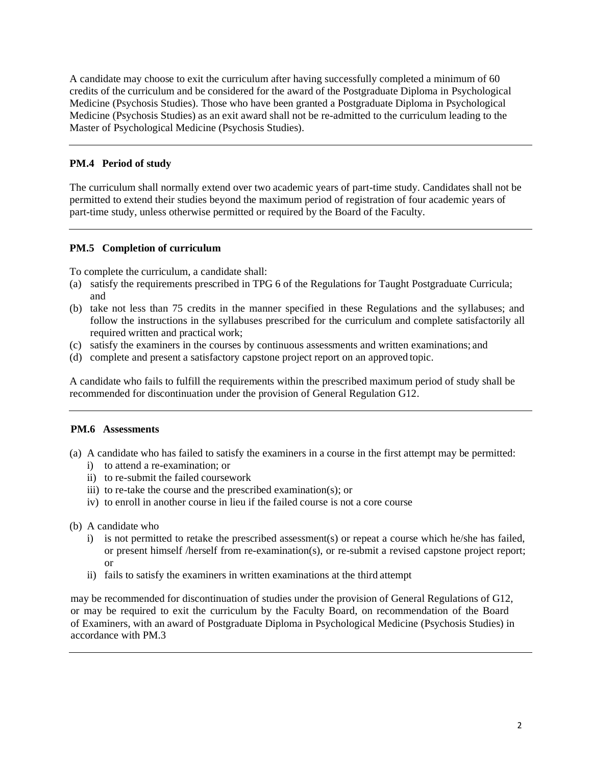A candidate may choose to exit the curriculum after having successfully completed a minimum of 60 credits of the curriculum and be considered for the award of the Postgraduate Diploma in Psychological Medicine (Psychosis Studies). Those who have been granted a Postgraduate Diploma in Psychological Medicine (Psychosis Studies) as an exit award shall not be re-admitted to the curriculum leading to the Master of Psychological Medicine (Psychosis Studies).

---

### PM.4 Period of study

The curriculum shall normally extend over two academic years of part-time study. Candidates shall not be permitted to extend their studies beyond the maximum period of registration of four academic years of part-time study, unless otherwise permitted or required by the Board of the Faculty.

---

### PM.5 Completion of curriculum

To complete the curriculum, a candidate shall:

(a) satisfy the requirements prescribed in TPG 6 of the Regulations for Taught Postgraduate Curricula; and
(b) take not less than 75 credits in the manner specified in these Regulations and the syllabuses; and follow the instructions in the syllabuses prescribed for the curriculum and complete satisfactorily all required written and practical work;
(c) satisfy the examiners in the courses by continuous assessments and written examinations; and
(d) complete and present a satisfactory capstone project report on an approved topic.

A candidate who fails to fulfill the requirements within the prescribed maximum period of study shall be recommended for discontinuation under the provision of General Regulation G12.

---

### PM.6 Assessments

(a) A candidate who has failed to satisfy the examiners in a course in the first attempt may be permitted:
   i) to attend a re-examination; or
   ii) to re-submit the failed coursework
   iii) to re-take the course and the prescribed examination(s); or
   iv) to enroll in another course in lieu if the failed course is not a core course

(b) A candidate who
   i) is not permitted to retake the prescribed assessment(s) or repeat a course which he/she has failed, or present himself /herself from re-examination(s), or re-submit a revised capstone project report; or
   ii) fails to satisfy the examiners in written examinations at the third attempt

may be recommended for discontinuation of studies under the provision of General Regulations of G12, or may be required to exit the curriculum by the Faculty Board, on recommendation of the Board of Examiners, with an award of Postgraduate Diploma in Psychological Medicine (Psychosis Studies) in accordance with PM.3

---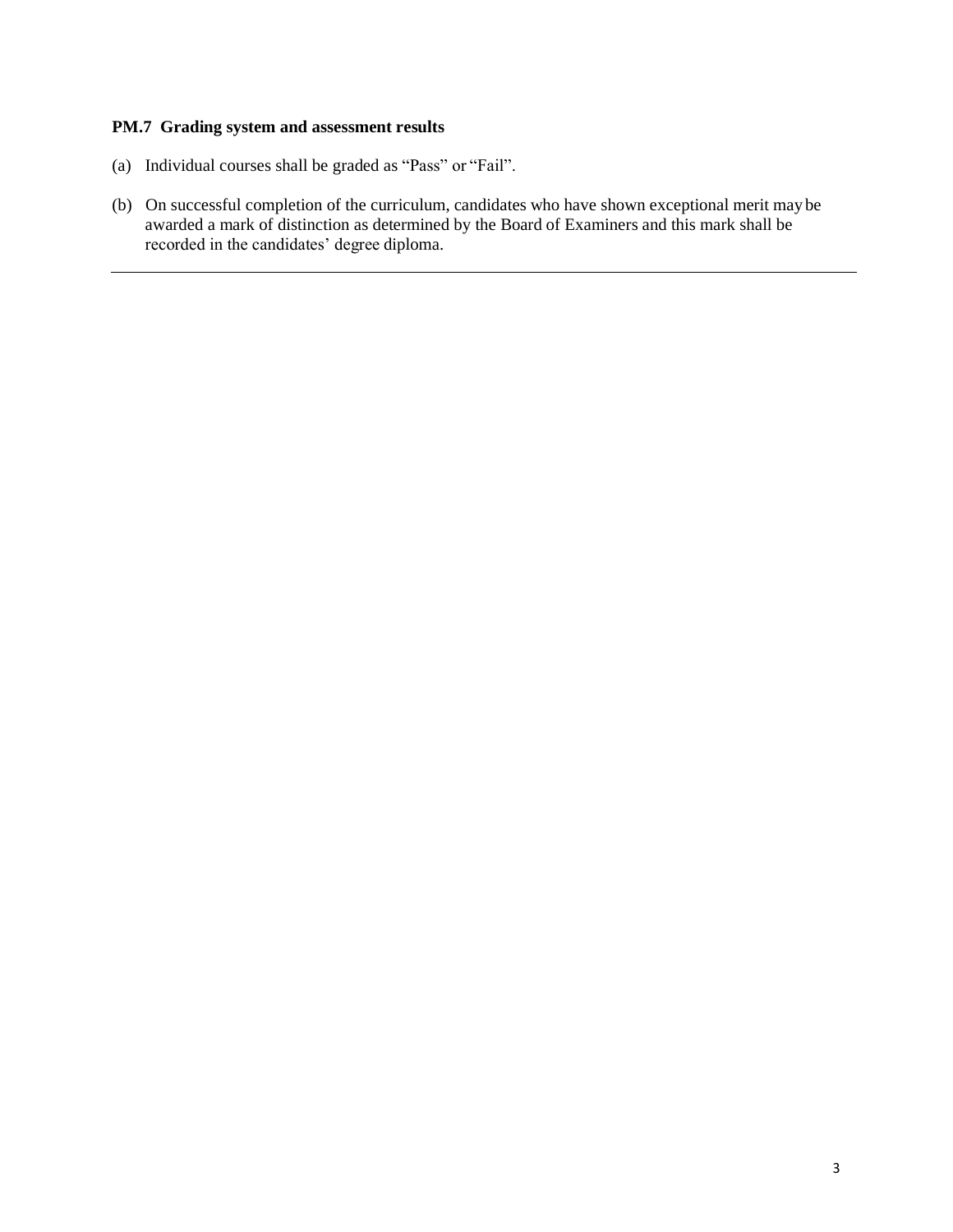### PM.7 Grading system and assessment results

(a) Individual courses shall be graded as "Pass" or "Fail".

(b) On successful completion of the curriculum, candidates who have shown exceptional merit may be awarded a mark of distinction as determined by the Board of Examiners and this mark shall be recorded in the candidates' degree diploma.

---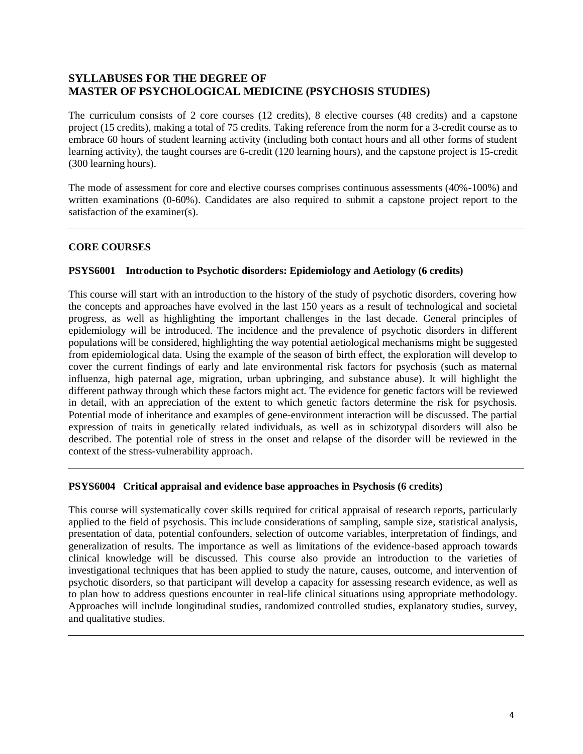# SYLLABUSES FOR THE DEGREE OF MASTER OF PSYCHOLOGICAL MEDICINE (PSYCHOSIS STUDIES)

The curriculum consists of 2 core courses (12 credits), 8 elective courses (48 credits) and a capstone project (15 credits), making a total of 75 credits. Taking reference from the norm for a 3-credit course as to embrace 60 hours of student learning activity (including both contact hours and all other forms of student learning activity), the taught courses are 6-credit (120 learning hours), and the capstone project is 15-credit (300 learning hours).

The mode of assessment for core and elective courses comprises continuous assessments (40%-100%) and written examinations (0-60%). Candidates are also required to submit a capstone project report to the satisfaction of the examiner(s).

---

## CORE COURSES

### PSYS6001 Introduction to Psychotic disorders: Epidemiology and Aetiology (6 credits)

This course will start with an introduction to the history of the study of psychotic disorders, covering how the concepts and approaches have evolved in the last 150 years as a result of technological and societal progress, as well as highlighting the important challenges in the last decade. General principles of epidemiology will be introduced. The incidence and the prevalence of psychotic disorders in different populations will be considered, highlighting the way potential aetiological mechanisms might be suggested from epidemiological data. Using the example of the season of birth effect, the exploration will develop to cover the current findings of early and late environmental risk factors for psychosis (such as maternal influenza, high paternal age, migration, urban upbringing, and substance abuse). It will highlight the different pathway through which these factors might act. The evidence for genetic factors will be reviewed in detail, with an appreciation of the extent to which genetic factors determine the risk for psychosis. Potential mode of inheritance and examples of gene-environment interaction will be discussed. The partial expression of traits in genetically related individuals, as well as in schizotypal disorders will also be described. The potential role of stress in the onset and relapse of the disorder will be reviewed in the context of the stress-vulnerability approach.

---

### PSYS6004 Critical appraisal and evidence base approaches in Psychosis (6 credits)

This course will systematically cover skills required for critical appraisal of research reports, particularly applied to the field of psychosis. This include considerations of sampling, sample size, statistical analysis, presentation of data, potential confounders, selection of outcome variables, interpretation of findings, and generalization of results. The importance as well as limitations of the evidence-based approach towards clinical knowledge will be discussed. This course also provide an introduction to the varieties of investigational techniques that has been applied to study the nature, causes, outcome, and intervention of psychotic disorders, so that participant will develop a capacity for assessing research evidence, as well as to plan how to address questions encounter in real-life clinical situations using appropriate methodology. Approaches will include longitudinal studies, randomized controlled studies, explanatory studies, survey, and qualitative studies.

---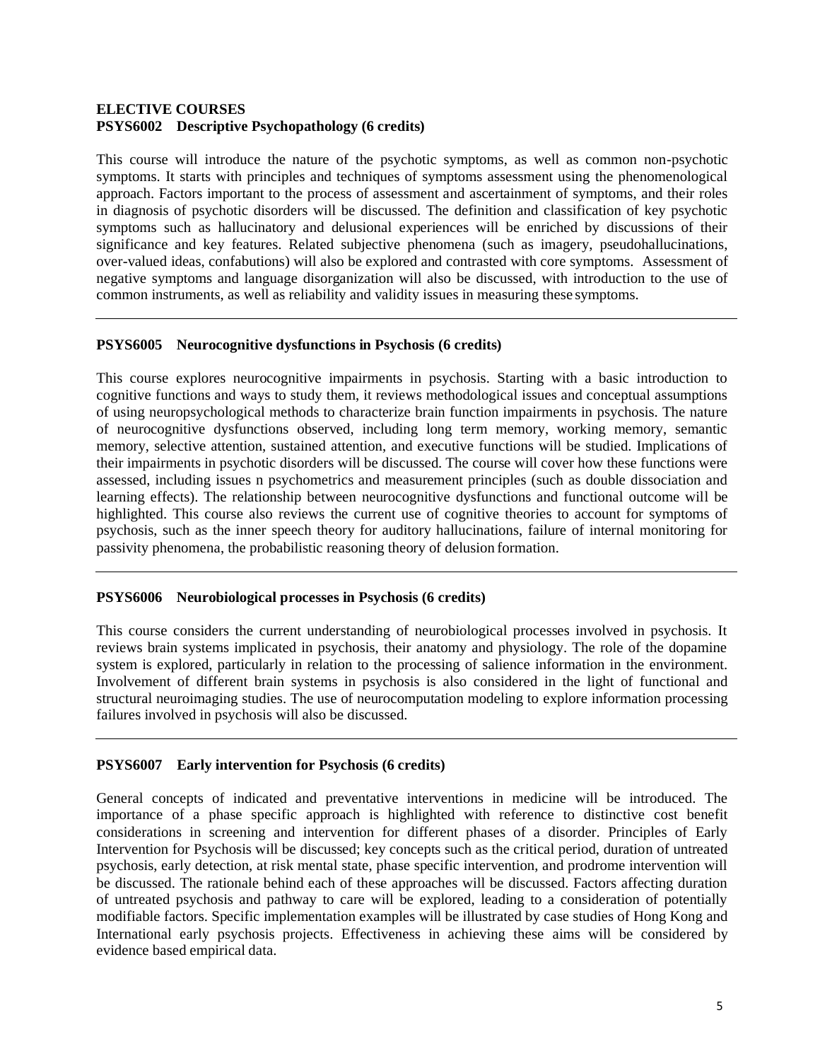## ELECTIVE COURSES

### PSYS6002 Descriptive Psychopathology (6 credits)

This course will introduce the nature of the psychotic symptoms, as well as common non-psychotic symptoms. It starts with principles and techniques of symptoms assessment using the phenomenological approach. Factors important to the process of assessment and ascertainment of symptoms, and their roles in diagnosis of psychotic disorders will be discussed. The definition and classification of key psychotic symptoms such as hallucinatory and delusional experiences will be enriched by discussions of their significance and key features. Related subjective phenomena (such as imagery, pseudohallucinations, over-valued ideas, confabutions) will also be explored and contrasted with core symptoms. Assessment of negative symptoms and language disorganization will also be discussed, with introduction to the use of common instruments, as well as reliability and validity issues in measuring these symptoms.

---

### PSYS6005 Neurocognitive dysfunctions in Psychosis (6 credits)

This course explores neurocognitive impairments in psychosis. Starting with a basic introduction to cognitive functions and ways to study them, it reviews methodological issues and conceptual assumptions of using neuropsychological methods to characterize brain function impairments in psychosis. The nature of neurocognitive dysfunctions observed, including long term memory, working memory, semantic memory, selective attention, sustained attention, and executive functions will be studied. Implications of their impairments in psychotic disorders will be discussed. The course will cover how these functions were assessed, including issues n psychometrics and measurement principles (such as double dissociation and learning effects). The relationship between neurocognitive dysfunctions and functional outcome will be highlighted. This course also reviews the current use of cognitive theories to account for symptoms of psychosis, such as the inner speech theory for auditory hallucinations, failure of internal monitoring for passivity phenomena, the probabilistic reasoning theory of delusion formation.

---

### PSYS6006 Neurobiological processes in Psychosis (6 credits)

This course considers the current understanding of neurobiological processes involved in psychosis. It reviews brain systems implicated in psychosis, their anatomy and physiology. The role of the dopamine system is explored, particularly in relation to the processing of salience information in the environment. Involvement of different brain systems in psychosis is also considered in the light of functional and structural neuroimaging studies. The use of neurocomputation modeling to explore information processing failures involved in psychosis will also be discussed.

---

### PSYS6007 Early intervention for Psychosis (6 credits)

General concepts of indicated and preventative interventions in medicine will be introduced. The importance of a phase specific approach is highlighted with reference to distinctive cost benefit considerations in screening and intervention for different phases of a disorder. Principles of Early Intervention for Psychosis will be discussed; key concepts such as the critical period, duration of untreated psychosis, early detection, at risk mental state, phase specific intervention, and prodrome intervention will be discussed. The rationale behind each of these approaches will be discussed. Factors affecting duration of untreated psychosis and pathway to care will be explored, leading to a consideration of potentially modifiable factors. Specific implementation examples will be illustrated by case studies of Hong Kong and International early psychosis projects. Effectiveness in achieving these aims will be considered by evidence based empirical data.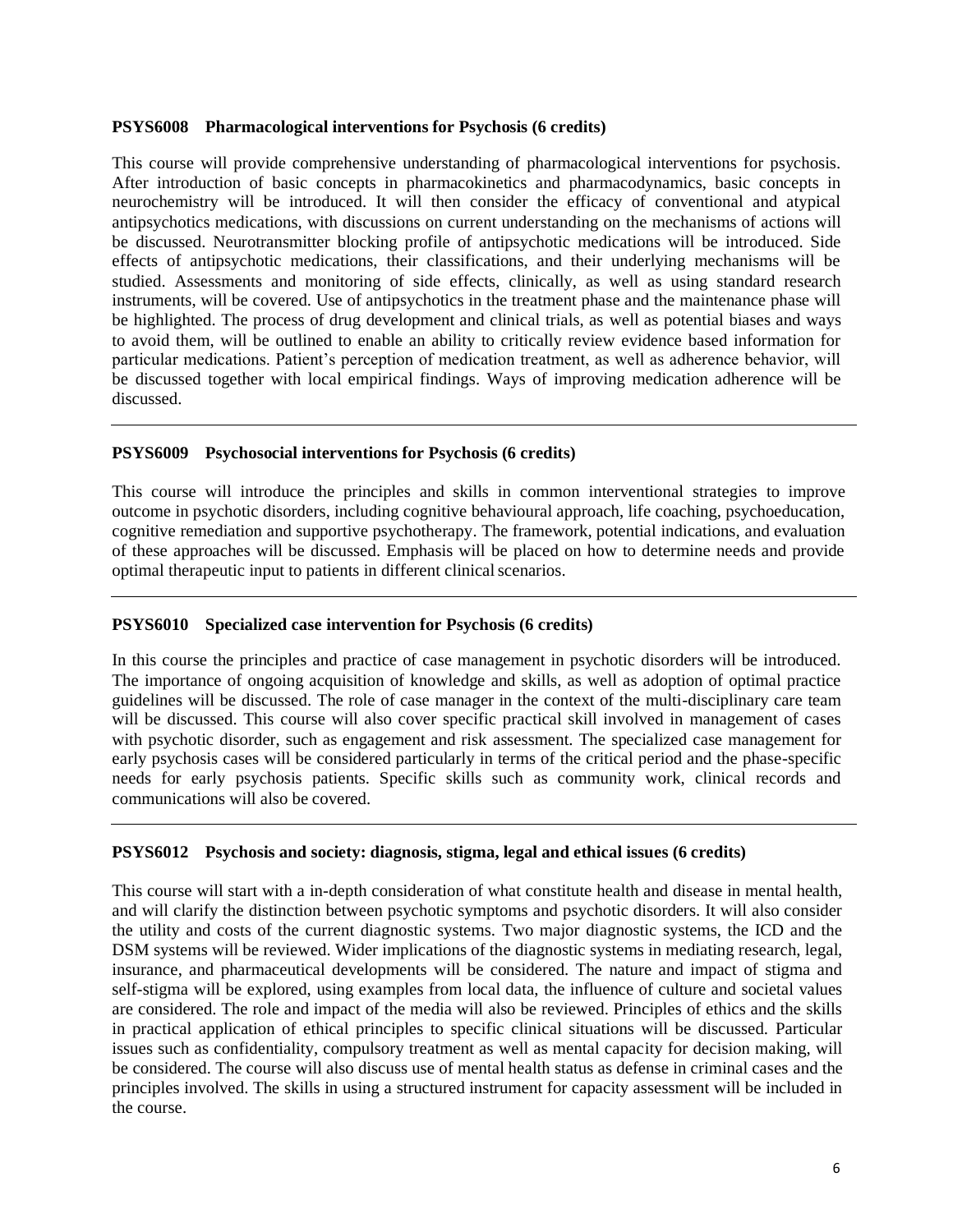**PSYS6008 Pharmacological interventions for Psychosis (6 credits)**

This course will provide comprehensive understanding of pharmacological interventions for psychosis. After introduction of basic concepts in pharmacokinetics and pharmacodynamics, basic concepts in neurochemistry will be introduced. It will then consider the efficacy of conventional and atypical antipsychotics medications, with discussions on current understanding on the mechanisms of actions will be discussed. Neurotransmitter blocking profile of antipsychotic medications will be introduced. Side effects of antipsychotic medications, their classifications, and their underlying mechanisms will be studied. Assessments and monitoring of side effects, clinically, as well as using standard research instruments, will be covered. Use of antipsychotics in the treatment phase and the maintenance phase will be highlighted. The process of drug development and clinical trials, as well as potential biases and ways to avoid them, will be outlined to enable an ability to critically review evidence based information for particular medications. Patient's perception of medication treatment, as well as adherence behavior, will be discussed together with local empirical findings. Ways of improving medication adherence will be discussed.

---

**PSYS6009 Psychosocial interventions for Psychosis (6 credits)**

This course will introduce the principles and skills in common interventional strategies to improve outcome in psychotic disorders, including cognitive behavioural approach, life coaching, psychoeducation, cognitive remediation and supportive psychotherapy. The framework, potential indications, and evaluation of these approaches will be discussed. Emphasis will be placed on how to determine needs and provide optimal therapeutic input to patients in different clinical scenarios.

---

**PSYS6010 Specialized case intervention for Psychosis (6 credits)**

In this course the principles and practice of case management in psychotic disorders will be introduced. The importance of ongoing acquisition of knowledge and skills, as well as adoption of optimal practice guidelines will be discussed. The role of case manager in the context of the multi-disciplinary care team will be discussed. This course will also cover specific practical skill involved in management of cases with psychotic disorder, such as engagement and risk assessment. The specialized case management for early psychosis cases will be considered particularly in terms of the critical period and the phase-specific needs for early psychosis patients. Specific skills such as community work, clinical records and communications will also be covered.

---

**PSYS6012 Psychosis and society: diagnosis, stigma, legal and ethical issues (6 credits)**

This course will start with a in-depth consideration of what constitute health and disease in mental health, and will clarify the distinction between psychotic symptoms and psychotic disorders. It will also consider the utility and costs of the current diagnostic systems. Two major diagnostic systems, the ICD and the DSM systems will be reviewed. Wider implications of the diagnostic systems in mediating research, legal, insurance, and pharmaceutical developments will be considered. The nature and impact of stigma and self-stigma will be explored, using examples from local data, the influence of culture and societal values are considered. The role and impact of the media will also be reviewed. Principles of ethics and the skills in practical application of ethical principles to specific clinical situations will be discussed. Particular issues such as confidentiality, compulsory treatment as well as mental capacity for decision making, will be considered. The course will also discuss use of mental health status as defense in criminal cases and the principles involved. The skills in using a structured instrument for capacity assessment will be included in the course.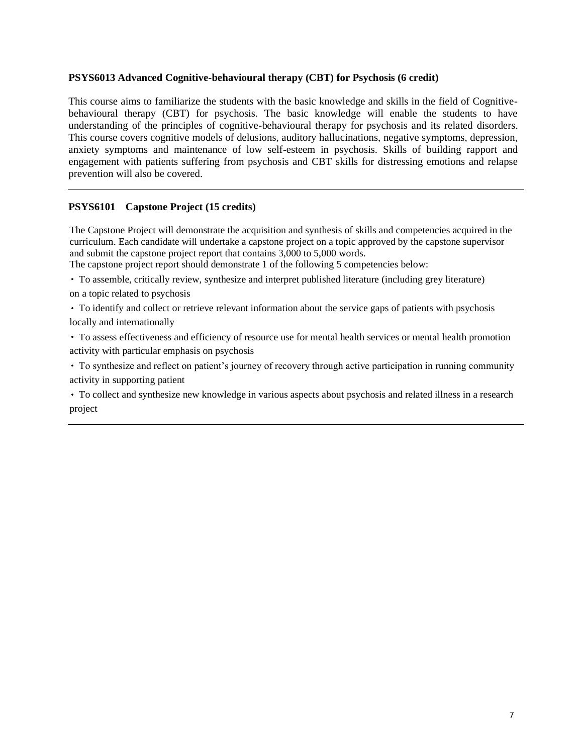**PSYS6013 Advanced Cognitive-behavioural therapy (CBT) for Psychosis (6 credit)**

This course aims to familiarize the students with the basic knowledge and skills in the field of Cognitive-behavioural therapy (CBT) for psychosis. The basic knowledge will enable the students to have understanding of the principles of cognitive-behavioural therapy for psychosis and its related disorders. This course covers cognitive models of delusions, auditory hallucinations, negative symptoms, depression, anxiety symptoms and maintenance of low self-esteem in psychosis. Skills of building rapport and engagement with patients suffering from psychosis and CBT skills for distressing emotions and relapse prevention will also be covered.

---

**PSYS6101 Capstone Project (15 credits)**

The Capstone Project will demonstrate the acquisition and synthesis of skills and competencies acquired in the curriculum. Each candidate will undertake a capstone project on a topic approved by the capstone supervisor and submit the capstone project report that contains 3,000 to 5,000 words.

The capstone project report should demonstrate 1 of the following 5 competencies below:

- To assemble, critically review, synthesize and interpret published literature (including grey literature) on a topic related to psychosis
- To identify and collect or retrieve relevant information about the service gaps of patients with psychosis locally and internationally
- To assess effectiveness and efficiency of resource use for mental health services or mental health promotion activity with particular emphasis on psychosis
- To synthesize and reflect on patient's journey of recovery through active participation in running community activity in supporting patient
- To collect and synthesize new knowledge in various aspects about psychosis and related illness in a research project

---